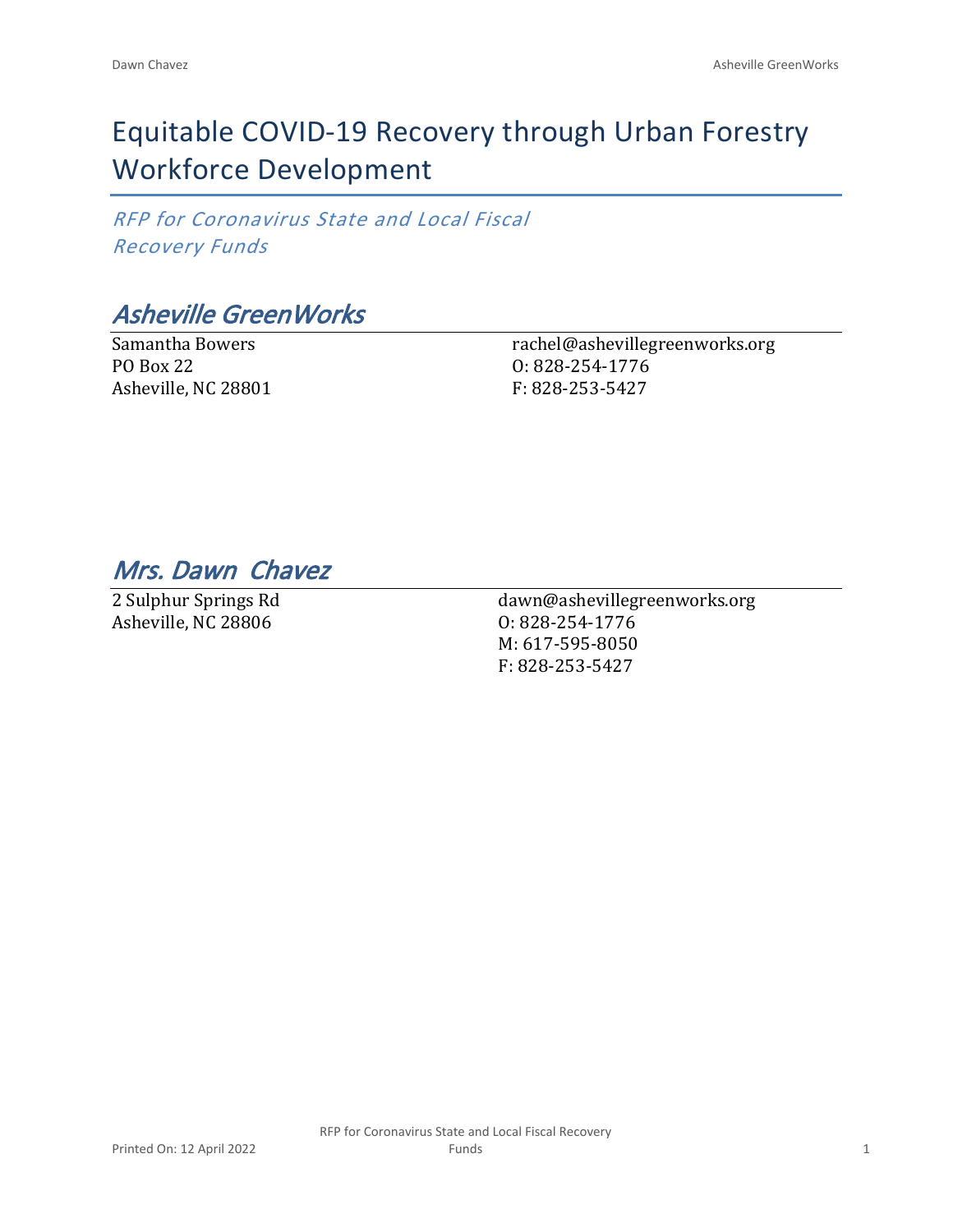# Equitable COVID-19 Recovery through Urban Forestry Workforce Development

*RFP for Coronavirus State and Local Fiscal Recovery Funds*

## *Asheville GreenWorks*

Samantha Bowers
PO Box 22
Asheville, NC 28801

rachel@ashevillegreenworks.org
O: 828-254-1776
F: 828-253-5427

## *Mrs. Dawn Chavez*

2 Sulphur Springs Rd
Asheville, NC 28806

dawn@ashevillegreenworks.org
O: 828-254-1776
M: 617-595-8050
F: 828-253-5427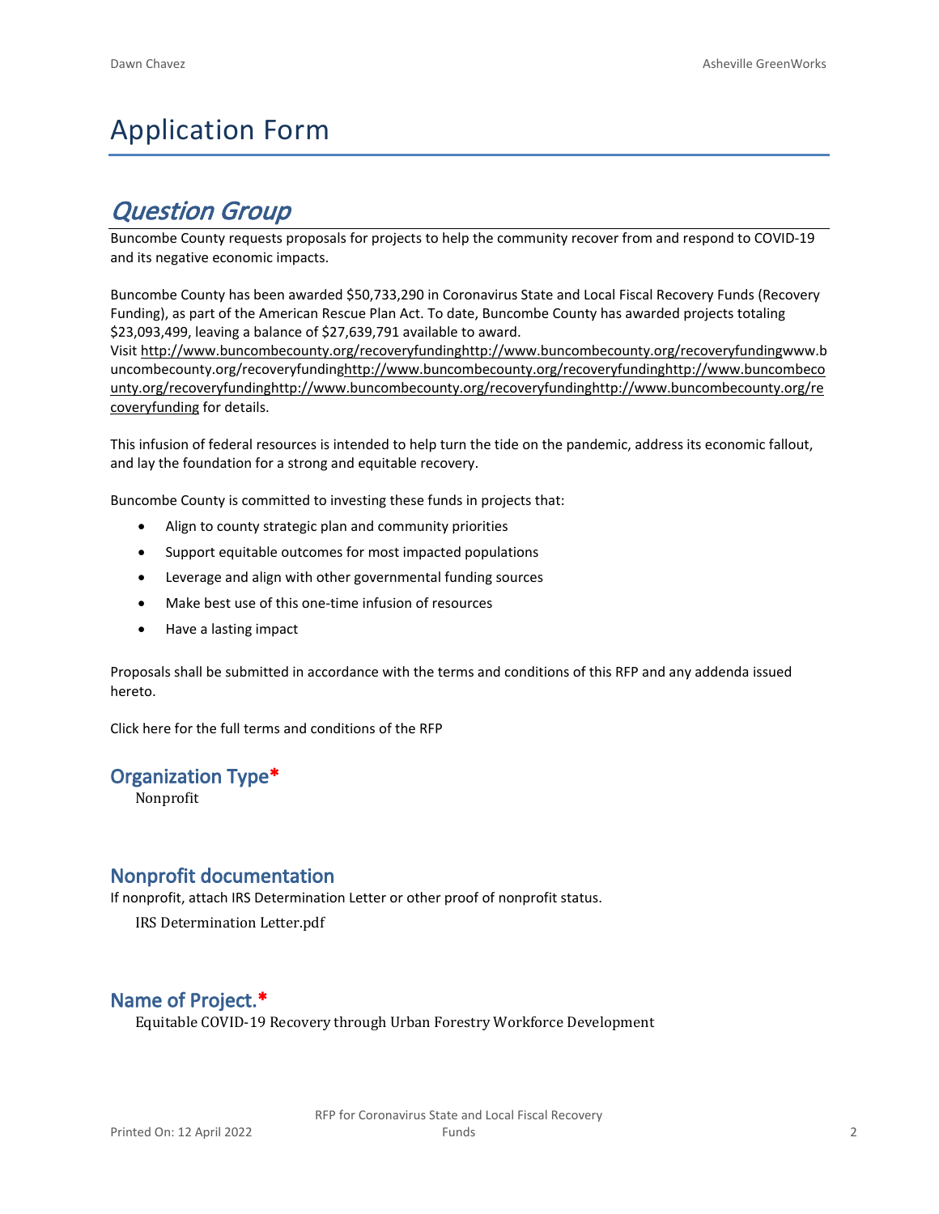# Application Form

## *Question Group*

Buncombe County requests proposals for projects to help the community recover from and respond to COVID-19 and its negative economic impacts.

Buncombe County has been awarded $50,733,290 in Coronavirus State and Local Fiscal Recovery Funds (Recovery Funding), as part of the American Rescue Plan Act. To date, Buncombe County has awarded projects totaling $23,093,499, leaving a balance of $27,639,791 available to award.
Visit http://www.buncombecounty.org/recoveryfundinghttp://www.buncombecounty.org/recoveryfundingwww.buncombecounty.org/recoveryfundinghttp://www.buncombecounty.org/recoveryfundinghttp://www.buncombecounty.org/recoveryfundinghttp://www.buncombecounty.org/recoveryfundinghttp://www.buncombecounty.org/recoveryfunding for details.

This infusion of federal resources is intended to help turn the tide on the pandemic, address its economic fallout, and lay the foundation for a strong and equitable recovery.

Buncombe County is committed to investing these funds in projects that:

- Align to county strategic plan and community priorities
- Support equitable outcomes for most impacted populations
- Leverage and align with other governmental funding sources
- Make best use of this one-time infusion of resources
- Have a lasting impact

Proposals shall be submitted in accordance with the terms and conditions of this RFP and any addenda issued hereto.

Click here for the full terms and conditions of the RFP

### Organization Type*

Nonprofit

### Nonprofit documentation

If nonprofit, attach IRS Determination Letter or other proof of nonprofit status.

IRS Determination Letter.pdf

### Name of Project.*

Equitable COVID-19 Recovery through Urban Forestry Workforce Development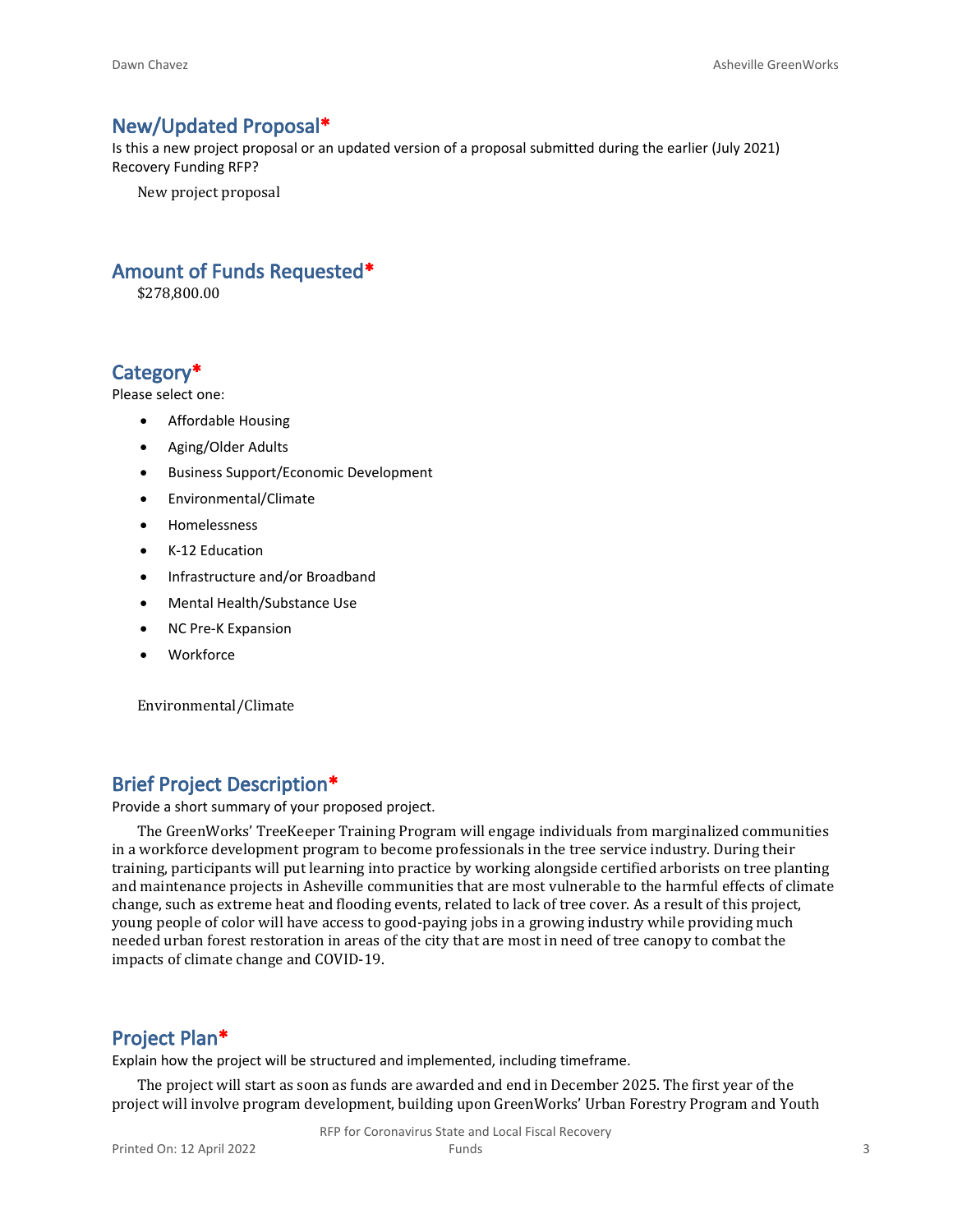## New/Updated Proposal*

Is this a new project proposal or an updated version of a proposal submitted during the earlier (July 2021) Recovery Funding RFP?

New project proposal

## Amount of Funds Requested*

$278,800.00

## Category*

Please select one:

- Affordable Housing
- Aging/Older Adults
- Business Support/Economic Development
- Environmental/Climate
- Homelessness
- K-12 Education
- Infrastructure and/or Broadband
- Mental Health/Substance Use
- NC Pre-K Expansion
- Workforce

Environmental/Climate

## Brief Project Description*

Provide a short summary of your proposed project.

The GreenWorks' TreeKeeper Training Program will engage individuals from marginalized communities in a workforce development program to become professionals in the tree service industry. During their training, participants will put learning into practice by working alongside certified arborists on tree planting and maintenance projects in Asheville communities that are most vulnerable to the harmful effects of climate change, such as extreme heat and flooding events, related to lack of tree cover. As a result of this project, young people of color will have access to good-paying jobs in a growing industry while providing much needed urban forest restoration in areas of the city that are most in need of tree canopy to combat the impacts of climate change and COVID-19.

## Project Plan*

Explain how the project will be structured and implemented, including timeframe.

The project will start as soon as funds are awarded and end in December 2025. The first year of the project will involve program development, building upon GreenWorks' Urban Forestry Program and Youth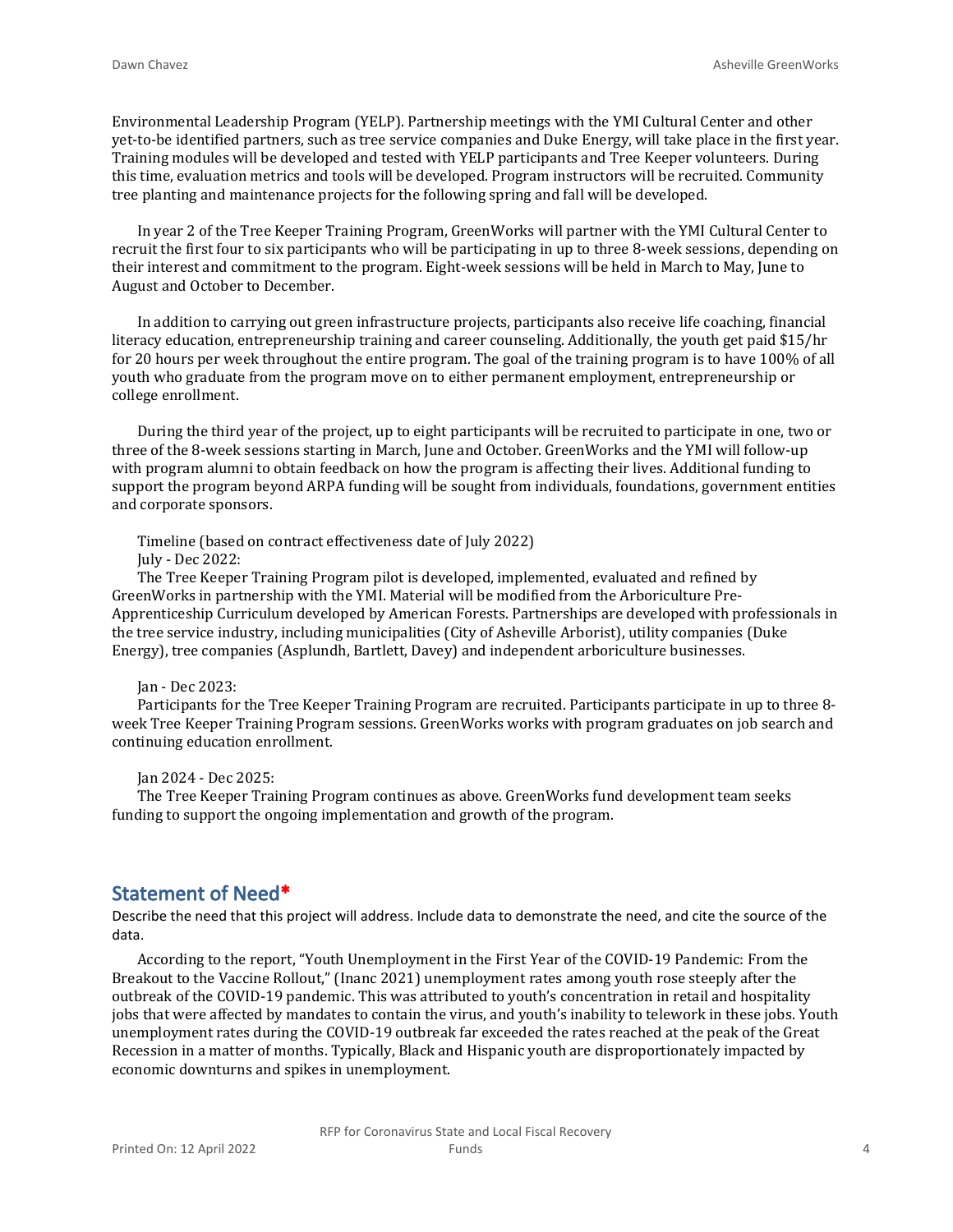Environmental Leadership Program (YELP). Partnership meetings with the YMI Cultural Center and other yet-to-be identified partners, such as tree service companies and Duke Energy, will take place in the first year. Training modules will be developed and tested with YELP participants and Tree Keeper volunteers. During this time, evaluation metrics and tools will be developed. Program instructors will be recruited. Community tree planting and maintenance projects for the following spring and fall will be developed.

In year 2 of the Tree Keeper Training Program, GreenWorks will partner with the YMI Cultural Center to recruit the first four to six participants who will be participating in up to three 8-week sessions, depending on their interest and commitment to the program. Eight-week sessions will be held in March to May, June to August and October to December.

In addition to carrying out green infrastructure projects, participants also receive life coaching, financial literacy education, entrepreneurship training and career counseling. Additionally, the youth get paid $15/hr for 20 hours per week throughout the entire program. The goal of the training program is to have 100% of all youth who graduate from the program move on to either permanent employment, entrepreneurship or college enrollment.

During the third year of the project, up to eight participants will be recruited to participate in one, two or three of the 8-week sessions starting in March, June and October. GreenWorks and the YMI will follow-up with program alumni to obtain feedback on how the program is affecting their lives. Additional funding to support the program beyond ARPA funding will be sought from individuals, foundations, government entities and corporate sponsors.

Timeline (based on contract effectiveness date of July 2022)

July - Dec 2022:

The Tree Keeper Training Program pilot is developed, implemented, evaluated and refined by GreenWorks in partnership with the YMI. Material will be modified from the Arboriculture Pre-Apprenticeship Curriculum developed by American Forests. Partnerships are developed with professionals in the tree service industry, including municipalities (City of Asheville Arborist), utility companies (Duke Energy), tree companies (Asplundh, Bartlett, Davey) and independent arboriculture businesses.

Jan - Dec 2023:

Participants for the Tree Keeper Training Program are recruited. Participants participate in up to three 8-week Tree Keeper Training Program sessions. GreenWorks works with program graduates on job search and continuing education enrollment.

Jan 2024 - Dec 2025:

The Tree Keeper Training Program continues as above. GreenWorks fund development team seeks funding to support the ongoing implementation and growth of the program.

## Statement of Need*

Describe the need that this project will address. Include data to demonstrate the need, and cite the source of the data.

According to the report, "Youth Unemployment in the First Year of the COVID-19 Pandemic: From the Breakout to the Vaccine Rollout," (Inanc 2021) unemployment rates among youth rose steeply after the outbreak of the COVID-19 pandemic. This was attributed to youth's concentration in retail and hospitality jobs that were affected by mandates to contain the virus, and youth's inability to telework in these jobs. Youth unemployment rates during the COVID-19 outbreak far exceeded the rates reached at the peak of the Great Recession in a matter of months. Typically, Black and Hispanic youth are disproportionately impacted by economic downturns and spikes in unemployment.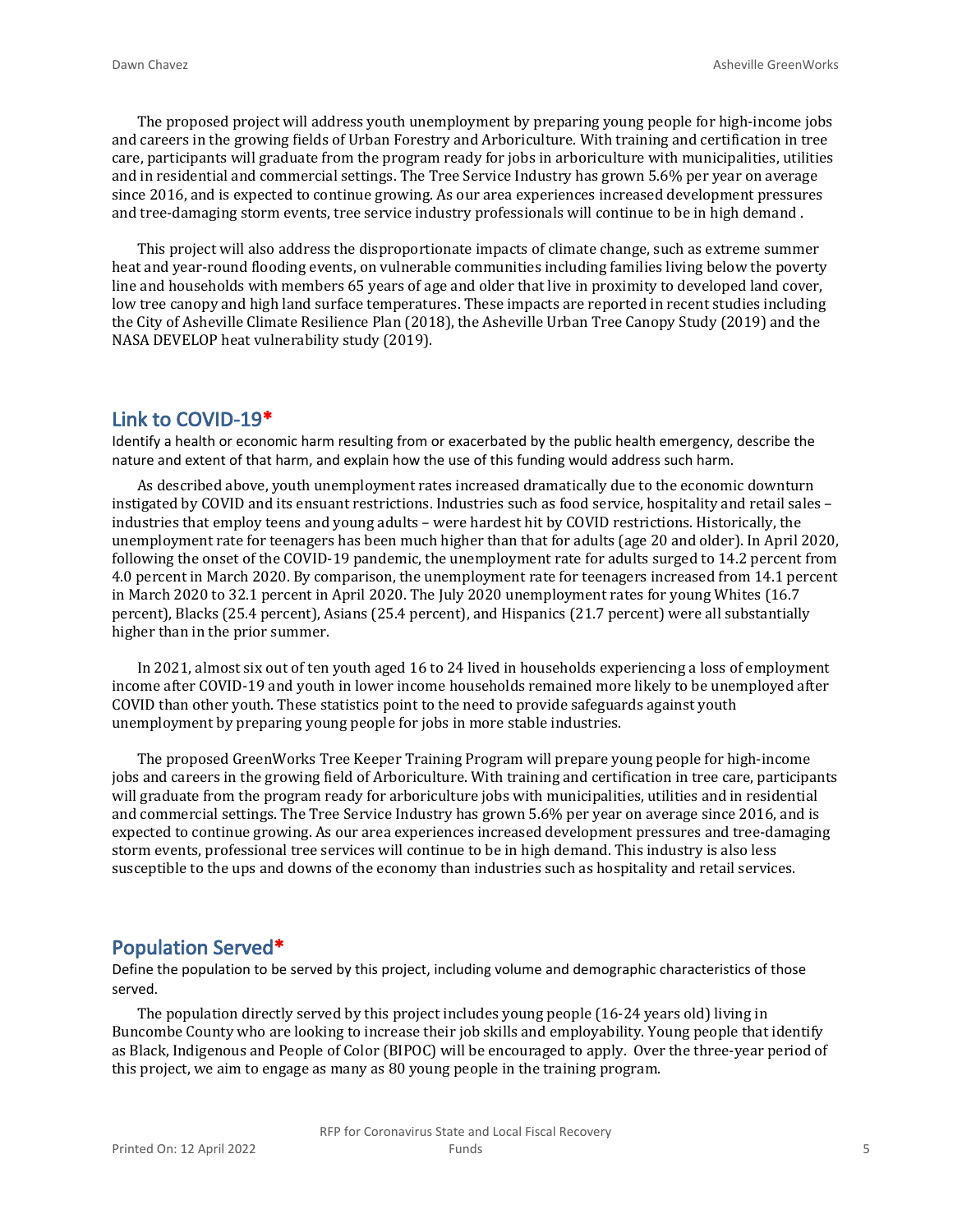The proposed project will address youth unemployment by preparing young people for high-income jobs and careers in the growing fields of Urban Forestry and Arboriculture. With training and certification in tree care, participants will graduate from the program ready for jobs in arboriculture with municipalities, utilities and in residential and commercial settings. The Tree Service Industry has grown 5.6% per year on average since 2016, and is expected to continue growing. As our area experiences increased development pressures and tree-damaging storm events, tree service industry professionals will continue to be in high demand .

This project will also address the disproportionate impacts of climate change, such as extreme summer heat and year-round flooding events, on vulnerable communities including families living below the poverty line and households with members 65 years of age and older that live in proximity to developed land cover, low tree canopy and high land surface temperatures. These impacts are reported in recent studies including the City of Asheville Climate Resilience Plan (2018), the Asheville Urban Tree Canopy Study (2019) and the NASA DEVELOP heat vulnerability study (2019).

## Link to COVID-19*

Identify a health or economic harm resulting from or exacerbated by the public health emergency, describe the nature and extent of that harm, and explain how the use of this funding would address such harm.

As described above, youth unemployment rates increased dramatically due to the economic downturn instigated by COVID and its ensuant restrictions. Industries such as food service, hospitality and retail sales – industries that employ teens and young adults – were hardest hit by COVID restrictions. Historically, the unemployment rate for teenagers has been much higher than that for adults (age 20 and older). In April 2020, following the onset of the COVID-19 pandemic, the unemployment rate for adults surged to 14.2 percent from 4.0 percent in March 2020. By comparison, the unemployment rate for teenagers increased from 14.1 percent in March 2020 to 32.1 percent in April 2020. The July 2020 unemployment rates for young Whites (16.7 percent), Blacks (25.4 percent), Asians (25.4 percent), and Hispanics (21.7 percent) were all substantially higher than in the prior summer.

In 2021, almost six out of ten youth aged 16 to 24 lived in households experiencing a loss of employment income after COVID-19 and youth in lower income households remained more likely to be unemployed after COVID than other youth. These statistics point to the need to provide safeguards against youth unemployment by preparing young people for jobs in more stable industries.

The proposed GreenWorks Tree Keeper Training Program will prepare young people for high-income jobs and careers in the growing field of Arboriculture. With training and certification in tree care, participants will graduate from the program ready for arboriculture jobs with municipalities, utilities and in residential and commercial settings. The Tree Service Industry has grown 5.6% per year on average since 2016, and is expected to continue growing. As our area experiences increased development pressures and tree-damaging storm events, professional tree services will continue to be in high demand. This industry is also less susceptible to the ups and downs of the economy than industries such as hospitality and retail services.

## Population Served*

Define the population to be served by this project, including volume and demographic characteristics of those served.

The population directly served by this project includes young people (16-24 years old) living in Buncombe County who are looking to increase their job skills and employability. Young people that identify as Black, Indigenous and People of Color (BIPOC) will be encouraged to apply. Over the three-year period of this project, we aim to engage as many as 80 young people in the training program.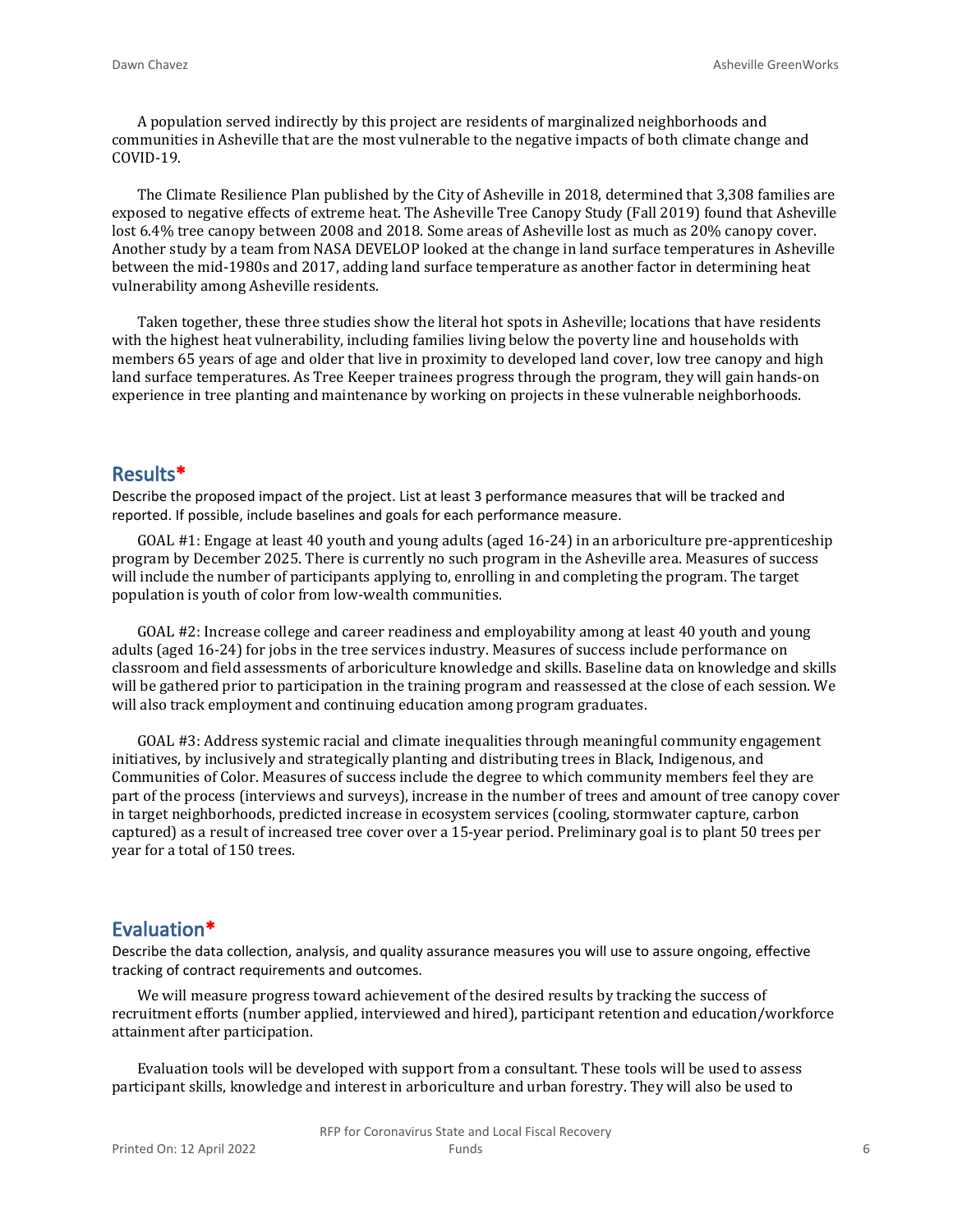A population served indirectly by this project are residents of marginalized neighborhoods and communities in Asheville that are the most vulnerable to the negative impacts of both climate change and COVID-19.

The Climate Resilience Plan published by the City of Asheville in 2018, determined that 3,308 families are exposed to negative effects of extreme heat. The Asheville Tree Canopy Study (Fall 2019) found that Asheville lost 6.4% tree canopy between 2008 and 2018. Some areas of Asheville lost as much as 20% canopy cover. Another study by a team from NASA DEVELOP looked at the change in land surface temperatures in Asheville between the mid-1980s and 2017, adding land surface temperature as another factor in determining heat vulnerability among Asheville residents.

Taken together, these three studies show the literal hot spots in Asheville; locations that have residents with the highest heat vulnerability, including families living below the poverty line and households with members 65 years of age and older that live in proximity to developed land cover, low tree canopy and high land surface temperatures. As Tree Keeper trainees progress through the program, they will gain hands-on experience in tree planting and maintenance by working on projects in these vulnerable neighborhoods.

## Results*

Describe the proposed impact of the project. List at least 3 performance measures that will be tracked and reported. If possible, include baselines and goals for each performance measure.

GOAL #1: Engage at least 40 youth and young adults (aged 16-24) in an arboriculture pre-apprenticeship program by December 2025. There is currently no such program in the Asheville area. Measures of success will include the number of participants applying to, enrolling in and completing the program. The target population is youth of color from low-wealth communities.

GOAL #2: Increase college and career readiness and employability among at least 40 youth and young adults (aged 16-24) for jobs in the tree services industry. Measures of success include performance on classroom and field assessments of arboriculture knowledge and skills. Baseline data on knowledge and skills will be gathered prior to participation in the training program and reassessed at the close of each session. We will also track employment and continuing education among program graduates.

GOAL #3: Address systemic racial and climate inequalities through meaningful community engagement initiatives, by inclusively and strategically planting and distributing trees in Black, Indigenous, and Communities of Color. Measures of success include the degree to which community members feel they are part of the process (interviews and surveys), increase in the number of trees and amount of tree canopy cover in target neighborhoods, predicted increase in ecosystem services (cooling, stormwater capture, carbon captured) as a result of increased tree cover over a 15-year period. Preliminary goal is to plant 50 trees per year for a total of 150 trees.

## Evaluation*

Describe the data collection, analysis, and quality assurance measures you will use to assure ongoing, effective tracking of contract requirements and outcomes.

We will measure progress toward achievement of the desired results by tracking the success of recruitment efforts (number applied, interviewed and hired), participant retention and education/workforce attainment after participation.

Evaluation tools will be developed with support from a consultant. These tools will be used to assess participant skills, knowledge and interest in arboriculture and urban forestry. They will also be used to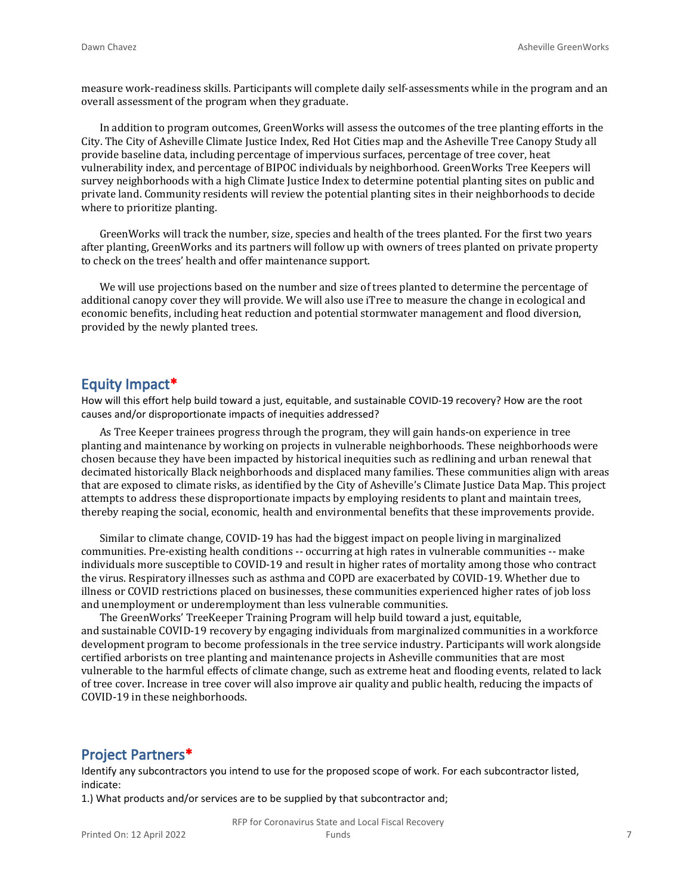measure work-readiness skills. Participants will complete daily self-assessments while in the program and an overall assessment of the program when they graduate.

In addition to program outcomes, GreenWorks will assess the outcomes of the tree planting efforts in the City. The City of Asheville Climate Justice Index, Red Hot Cities map and the Asheville Tree Canopy Study all provide baseline data, including percentage of impervious surfaces, percentage of tree cover, heat vulnerability index, and percentage of BIPOC individuals by neighborhood. GreenWorks Tree Keepers will survey neighborhoods with a high Climate Justice Index to determine potential planting sites on public and private land. Community residents will review the potential planting sites in their neighborhoods to decide where to prioritize planting.

GreenWorks will track the number, size, species and health of the trees planted. For the first two years after planting, GreenWorks and its partners will follow up with owners of trees planted on private property to check on the trees' health and offer maintenance support.

We will use projections based on the number and size of trees planted to determine the percentage of additional canopy cover they will provide. We will also use iTree to measure the change in ecological and economic benefits, including heat reduction and potential stormwater management and flood diversion, provided by the newly planted trees.

## Equity Impact*

How will this effort help build toward a just, equitable, and sustainable COVID-19 recovery? How are the root causes and/or disproportionate impacts of inequities addressed?

As Tree Keeper trainees progress through the program, they will gain hands-on experience in tree planting and maintenance by working on projects in vulnerable neighborhoods. These neighborhoods were chosen because they have been impacted by historical inequities such as redlining and urban renewal that decimated historically Black neighborhoods and displaced many families. These communities align with areas that are exposed to climate risks, as identified by the City of Asheville's Climate Justice Data Map. This project attempts to address these disproportionate impacts by employing residents to plant and maintain trees, thereby reaping the social, economic, health and environmental benefits that these improvements provide.

Similar to climate change, COVID-19 has had the biggest impact on people living in marginalized communities. Pre-existing health conditions -- occurring at high rates in vulnerable communities -- make individuals more susceptible to COVID-19 and result in higher rates of mortality among those who contract the virus. Respiratory illnesses such as asthma and COPD are exacerbated by COVID-19. Whether due to illness or COVID restrictions placed on businesses, these communities experienced higher rates of job loss and unemployment or underemployment than less vulnerable communities.

The GreenWorks' TreeKeeper Training Program will help build toward a just, equitable, and sustainable COVID-19 recovery by engaging individuals from marginalized communities in a workforce development program to become professionals in the tree service industry. Participants will work alongside certified arborists on tree planting and maintenance projects in Asheville communities that are most vulnerable to the harmful effects of climate change, such as extreme heat and flooding events, related to lack of tree cover. Increase in tree cover will also improve air quality and public health, reducing the impacts of COVID-19 in these neighborhoods.

## Project Partners*

Identify any subcontractors you intend to use for the proposed scope of work. For each subcontractor listed, indicate:

1.) What products and/or services are to be supplied by that subcontractor and;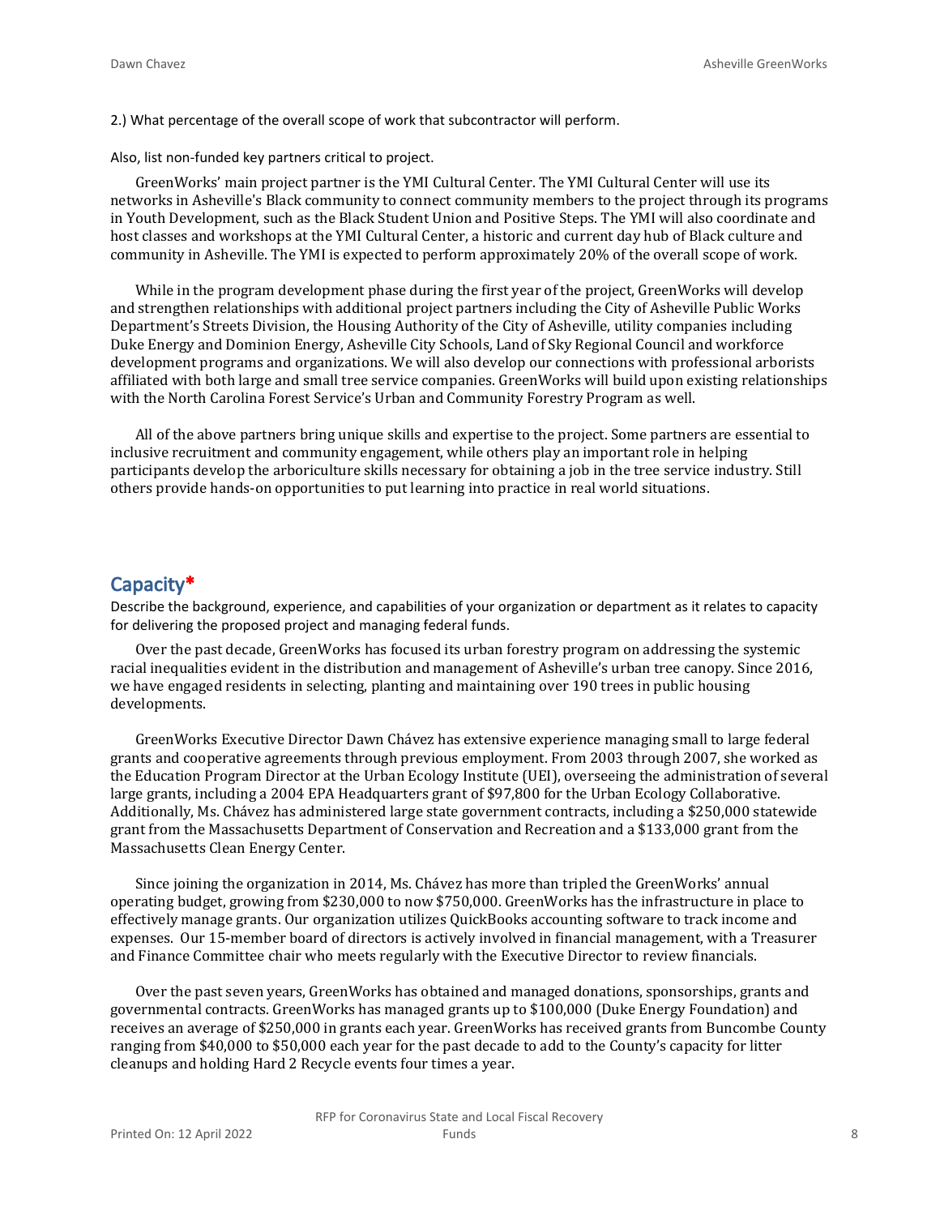2.) What percentage of the overall scope of work that subcontractor will perform.

Also, list non-funded key partners critical to project.

GreenWorks' main project partner is the YMI Cultural Center. The YMI Cultural Center will use its networks in Asheville's Black community to connect community members to the project through its programs in Youth Development, such as the Black Student Union and Positive Steps. The YMI will also coordinate and host classes and workshops at the YMI Cultural Center, a historic and current day hub of Black culture and community in Asheville. The YMI is expected to perform approximately 20% of the overall scope of work.

While in the program development phase during the first year of the project, GreenWorks will develop and strengthen relationships with additional project partners including the City of Asheville Public Works Department's Streets Division, the Housing Authority of the City of Asheville, utility companies including Duke Energy and Dominion Energy, Asheville City Schools, Land of Sky Regional Council and workforce development programs and organizations. We will also develop our connections with professional arborists affiliated with both large and small tree service companies. GreenWorks will build upon existing relationships with the North Carolina Forest Service's Urban and Community Forestry Program as well.

All of the above partners bring unique skills and expertise to the project. Some partners are essential to inclusive recruitment and community engagement, while others play an important role in helping participants develop the arboriculture skills necessary for obtaining a job in the tree service industry. Still others provide hands-on opportunities to put learning into practice in real world situations.

## Capacity*

Describe the background, experience, and capabilities of your organization or department as it relates to capacity for delivering the proposed project and managing federal funds.

Over the past decade, GreenWorks has focused its urban forestry program on addressing the systemic racial inequalities evident in the distribution and management of Asheville's urban tree canopy. Since 2016, we have engaged residents in selecting, planting and maintaining over 190 trees in public housing developments.

GreenWorks Executive Director Dawn Chávez has extensive experience managing small to large federal grants and cooperative agreements through previous employment. From 2003 through 2007, she worked as the Education Program Director at the Urban Ecology Institute (UEI), overseeing the administration of several large grants, including a 2004 EPA Headquarters grant of $97,800 for the Urban Ecology Collaborative. Additionally, Ms. Chávez has administered large state government contracts, including a $250,000 statewide grant from the Massachusetts Department of Conservation and Recreation and a $133,000 grant from the Massachusetts Clean Energy Center.

Since joining the organization in 2014, Ms. Chávez has more than tripled the GreenWorks' annual operating budget, growing from $230,000 to now $750,000. GreenWorks has the infrastructure in place to effectively manage grants. Our organization utilizes QuickBooks accounting software to track income and expenses. Our 15-member board of directors is actively involved in financial management, with a Treasurer and Finance Committee chair who meets regularly with the Executive Director to review financials.

Over the past seven years, GreenWorks has obtained and managed donations, sponsorships, grants and governmental contracts. GreenWorks has managed grants up to $100,000 (Duke Energy Foundation) and receives an average of $250,000 in grants each year. GreenWorks has received grants from Buncombe County ranging from $40,000 to $50,000 each year for the past decade to add to the County's capacity for litter cleanups and holding Hard 2 Recycle events four times a year.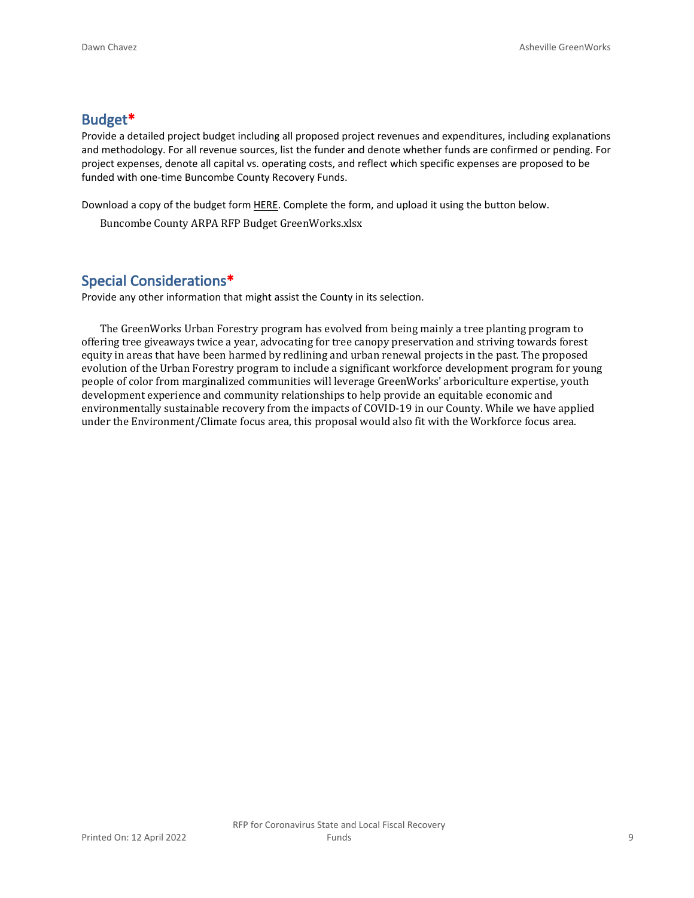## Budget*

Provide a detailed project budget including all proposed project revenues and expenditures, including explanations and methodology. For all revenue sources, list the funder and denote whether funds are confirmed or pending. For project expenses, denote all capital vs. operating costs, and reflect which specific expenses are proposed to be funded with one-time Buncombe County Recovery Funds.

Download a copy of the budget form HERE. Complete the form, and upload it using the button below.

Buncombe County ARPA RFP Budget GreenWorks.xlsx

## Special Considerations*

Provide any other information that might assist the County in its selection.

The GreenWorks Urban Forestry program has evolved from being mainly a tree planting program to offering tree giveaways twice a year, advocating for tree canopy preservation and striving towards forest equity in areas that have been harmed by redlining and urban renewal projects in the past. The proposed evolution of the Urban Forestry program to include a significant workforce development program for young people of color from marginalized communities will leverage GreenWorks' arboriculture expertise, youth development experience and community relationships to help provide an equitable economic and environmentally sustainable recovery from the impacts of COVID-19 in our County. While we have applied under the Environment/Climate focus area, this proposal would also fit with the Workforce focus area.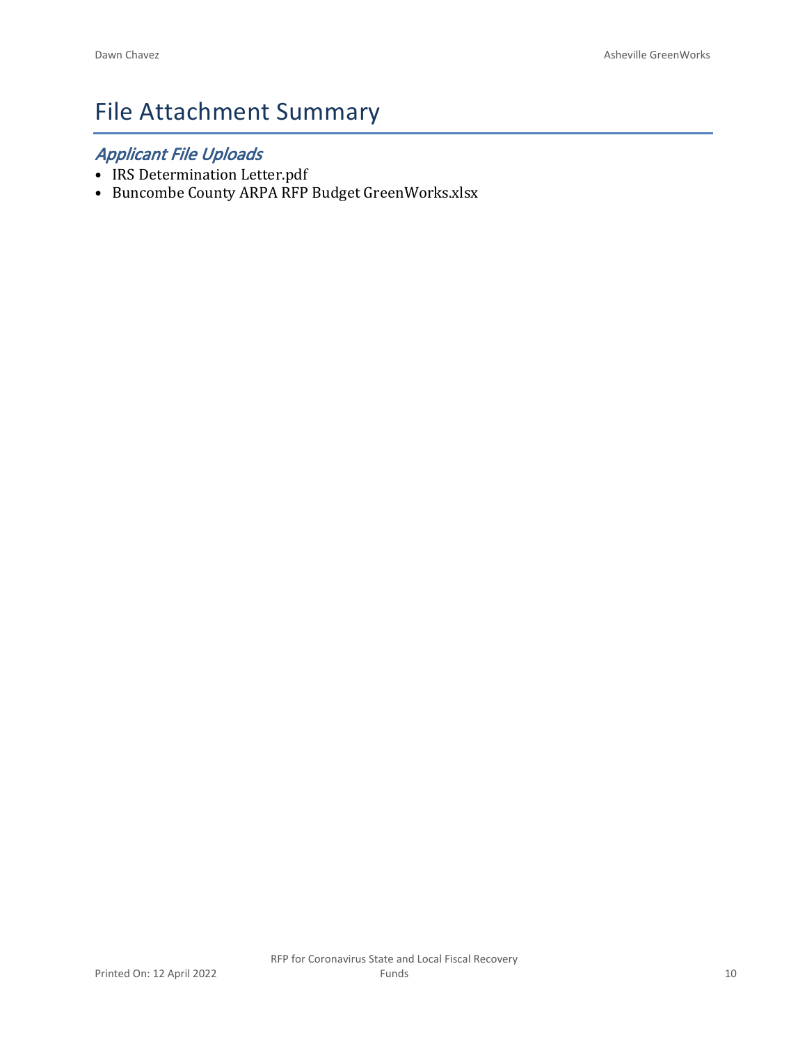# File Attachment Summary

## *Applicant File Uploads*

- IRS Determination Letter.pdf
- Buncombe County ARPA RFP Budget GreenWorks.xlsx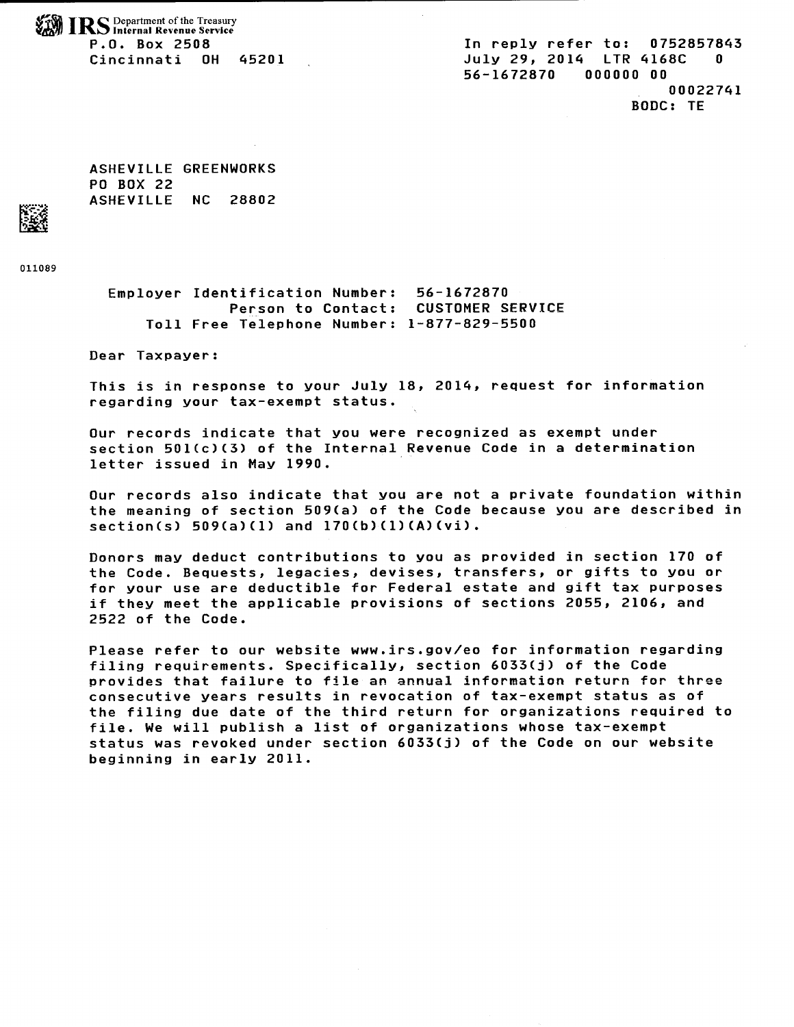**IRS** Department of the Treasury
Internal Revenue Service

P.O. Box 2508
Cincinnati OH 45201

In reply refer to: 0752857843
July 29, 2014 LTR 4168C 0
56-1672870 000000 00
00022741
BODC: TE

ASHEVILLE GREENWORKS
PO BOX 22
ASHEVILLE NC 28802

011089

Employer Identification Number: 56-1672870
Person to Contact: CUSTOMER SERVICE
Toll Free Telephone Number: 1-877-829-5500

Dear Taxpayer:

This is in response to your July 18, 2014, request for information regarding your tax-exempt status.

Our records indicate that you were recognized as exempt under section 501(c)(3) of the Internal Revenue Code in a determination letter issued in May 1990.

Our records also indicate that you are not a private foundation within the meaning of section 509(a) of the Code because you are described in section(s) 509(a)(1) and 170(b)(1)(A)(vi).

Donors may deduct contributions to you as provided in section 170 of the Code. Bequests, legacies, devises, transfers, or gifts to you or for your use are deductible for Federal estate and gift tax purposes if they meet the applicable provisions of sections 2055, 2106, and 2522 of the Code.

Please refer to our website www.irs.gov/eo for information regarding filing requirements. Specifically, section 6033(j) of the Code provides that failure to file an annual information return for three consecutive years results in revocation of tax-exempt status as of the filing due date of the third return for organizations required to file. We will publish a list of organizations whose tax-exempt status was revoked under section 6033(j) of the Code on our website beginning in early 2011.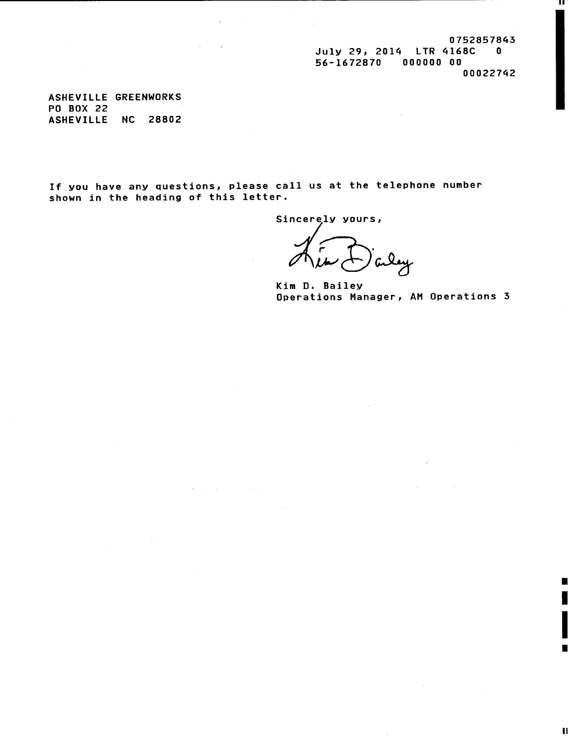0752857843
July 29, 2014  LTR 4168C  0
56-1672870  000000 00
00022742

ASHEVILLE GREENWORKS
PO BOX 22
ASHEVILLE NC 28802

If you have any questions, please call us at the telephone number shown in the heading of this letter.

Sincerely yours,

Kim D. Bailey
Operations Manager, AM Operations 3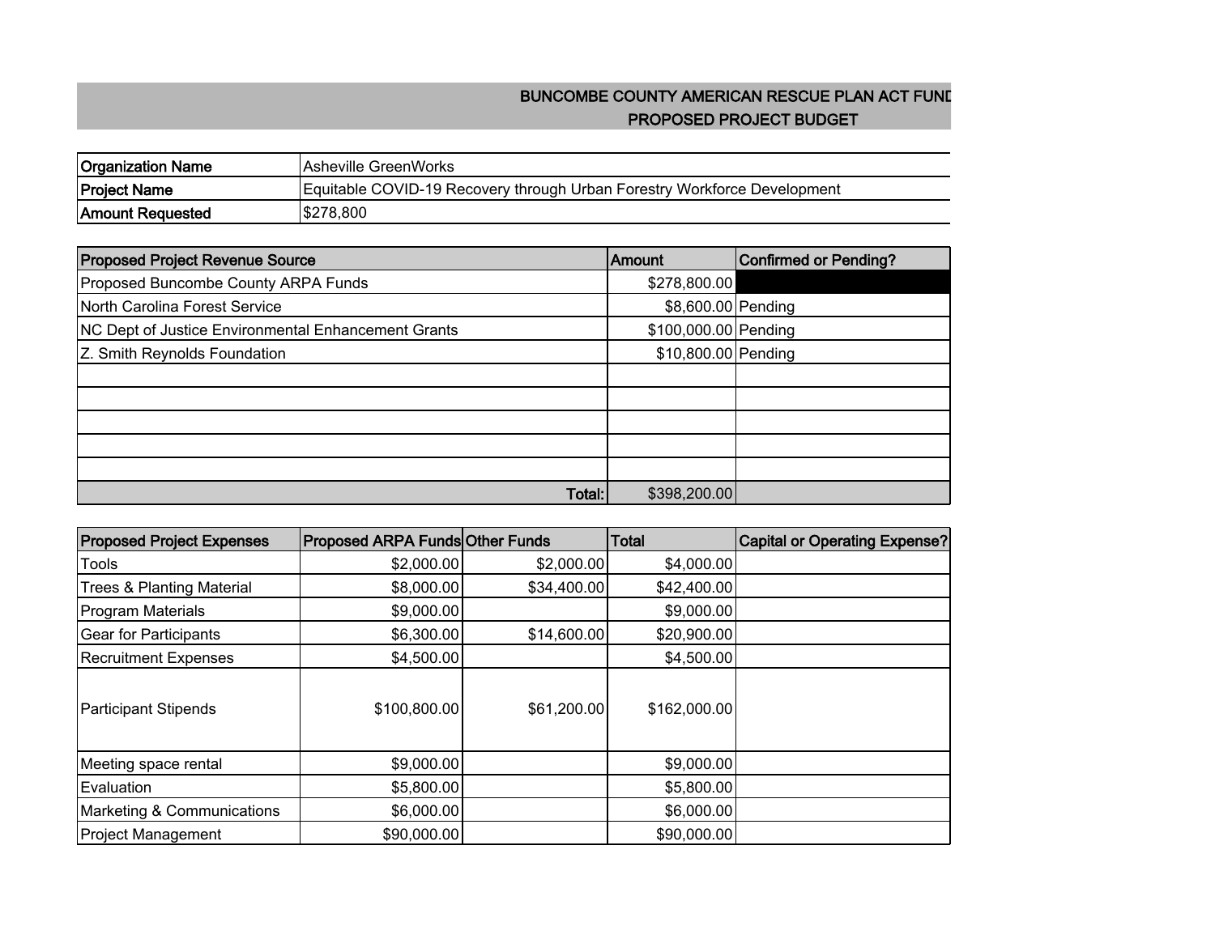# BUNCOMBE COUNTY AMERICAN RESCUE PLAN ACT FUND

## PROPOSED PROJECT BUDGET

| | |
|---|---|
| **Organization Name** | Asheville GreenWorks |
| **Project Name** | Equitable COVID-19 Recovery through Urban Forestry Workforce Development |
| **Amount Requested** | $278,800 |

| Proposed Project Revenue Source | Amount | Confirmed or Pending? |
|---|---|---|
| Proposed Buncombe County ARPA Funds | $278,800.00 | |
| North Carolina Forest Service | $8,600.00 | Pending |
| NC Dept of Justice Environmental Enhancement Grants | $100,000.00 | Pending |
| Z. Smith Reynolds Foundation | $10,800.00 | Pending |
| | | |
| | | |
| | | |
| | | |
| | | |
| **Total:** | $398,200.00 | |

| Proposed Project Expenses | Proposed ARPA Funds | Other Funds | Total | Capital or Operating Expense? |
|---|---|---|---|---|
| Tools | $2,000.00 | $2,000.00 | $4,000.00 | |
| Trees & Planting Material | $8,000.00 | $34,400.00 | $42,400.00 | |
| Program Materials | $9,000.00 | | $9,000.00 | |
| Gear for Participants | $6,300.00 | $14,600.00 | $20,900.00 | |
| Recruitment Expenses | $4,500.00 | | $4,500.00 | |
| Participant Stipends | $100,800.00 | $61,200.00 | $162,000.00 | |
| Meeting space rental | $9,000.00 | | $9,000.00 | |
| Evaluation | $5,800.00 | | $5,800.00 | |
| Marketing & Communications | $6,000.00 | | $6,000.00 | |
| Project Management | $90,000.00 | | $90,000.00 | |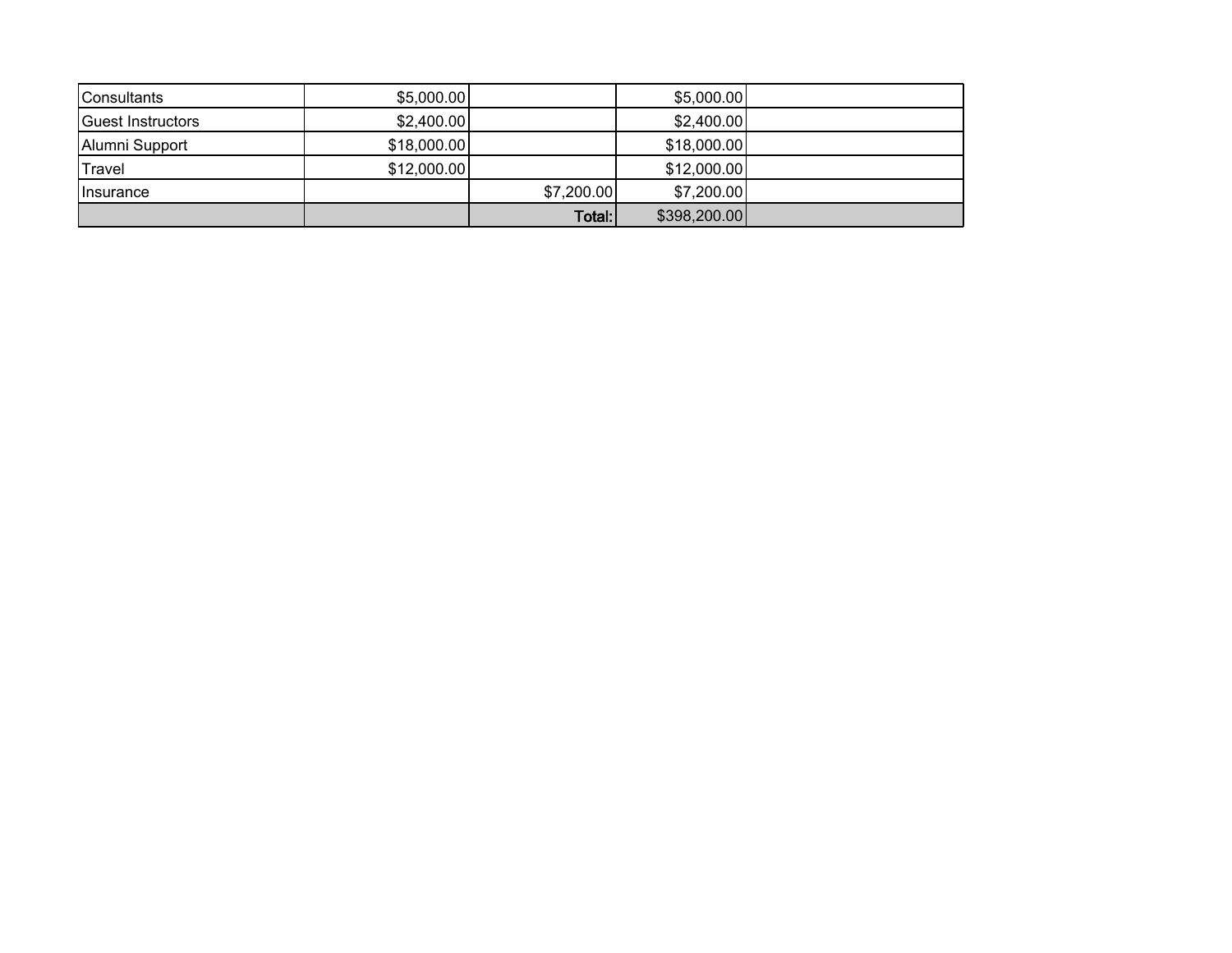| | | | | |
|---|---|---|---|---|
| Consultants | $5,000.00 | | $5,000.00 | |
| Guest Instructors | $2,400.00 | | $2,400.00 | |
| Alumni Support | $18,000.00 | | $18,000.00 | |
| Travel | $12,000.00 | | $12,000.00 | |
| Insurance | | $7,200.00 | $7,200.00 | |
| | | **Total:** | $398,200.00 | |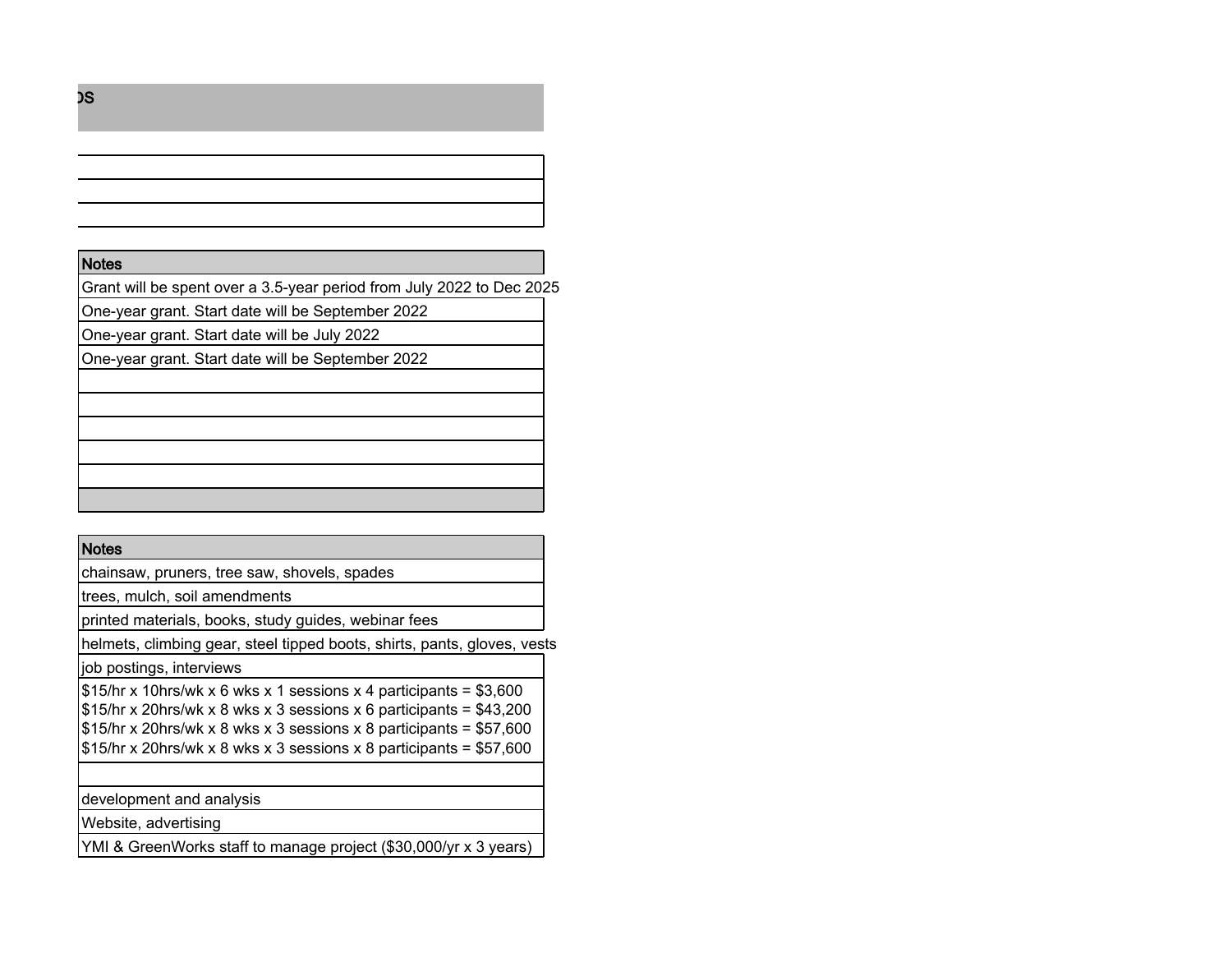OS

| |
|---|
| |
| |
| |

| Notes |
|---|
| Grant will be spent over a 3.5-year period from July 2022 to Dec 2025 |
| One-year grant. Start date will be September 2022 |
| One-year grant. Start date will be July 2022 |
| One-year grant. Start date will be September 2022 |
| |
| |
| |
| |
| |
| |

| Notes |
|---|
| chainsaw, pruners, tree saw, shovels, spades |
| trees, mulch, soil amendments |
| printed materials, books, study guides, webinar fees |
| helmets, climbing gear, steel tipped boots, shirts, pants, gloves, vests |
| job postings, interviews |
| $15/hr x 10hrs/wk x 6 wks x 1 sessions x 4 participants = $3,600<br>$15/hr x 20hrs/wk x 8 wks x 3 sessions x 6 participants = $43,200<br>$15/hr x 20hrs/wk x 8 wks x 3 sessions x 8 participants = $57,600<br>$15/hr x 20hrs/wk x 8 wks x 3 sessions x 8 participants = $57,600 |
| |
| development and analysis |
| Website, advertising |
| YMI & GreenWorks staff to manage project ($30,000/yr x 3 years) |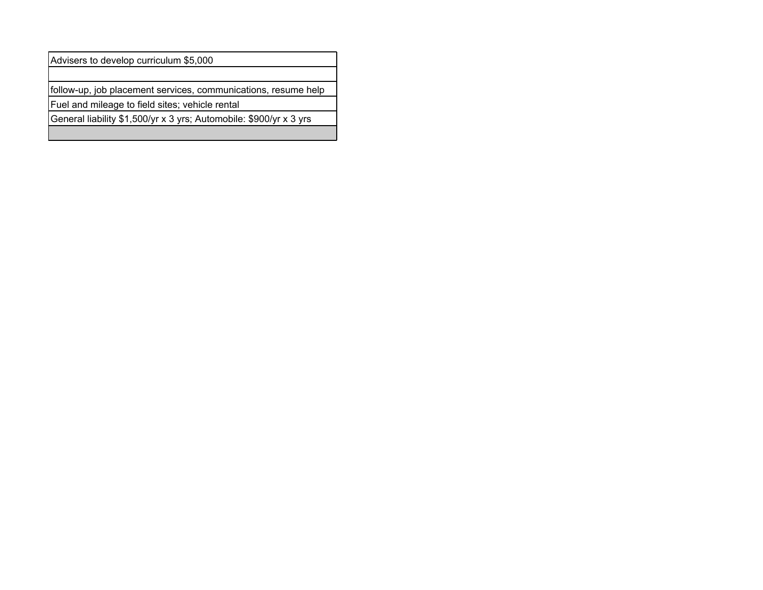| |
|---|
| Advisers to develop curriculum $5,000 |
| |
| follow-up, job placement services, communications, resume help |
| Fuel and mileage to field sites; vehicle rental |
| General liability $1,500/yr x 3 yrs; Automobile: $900/yr x 3 yrs |
| |